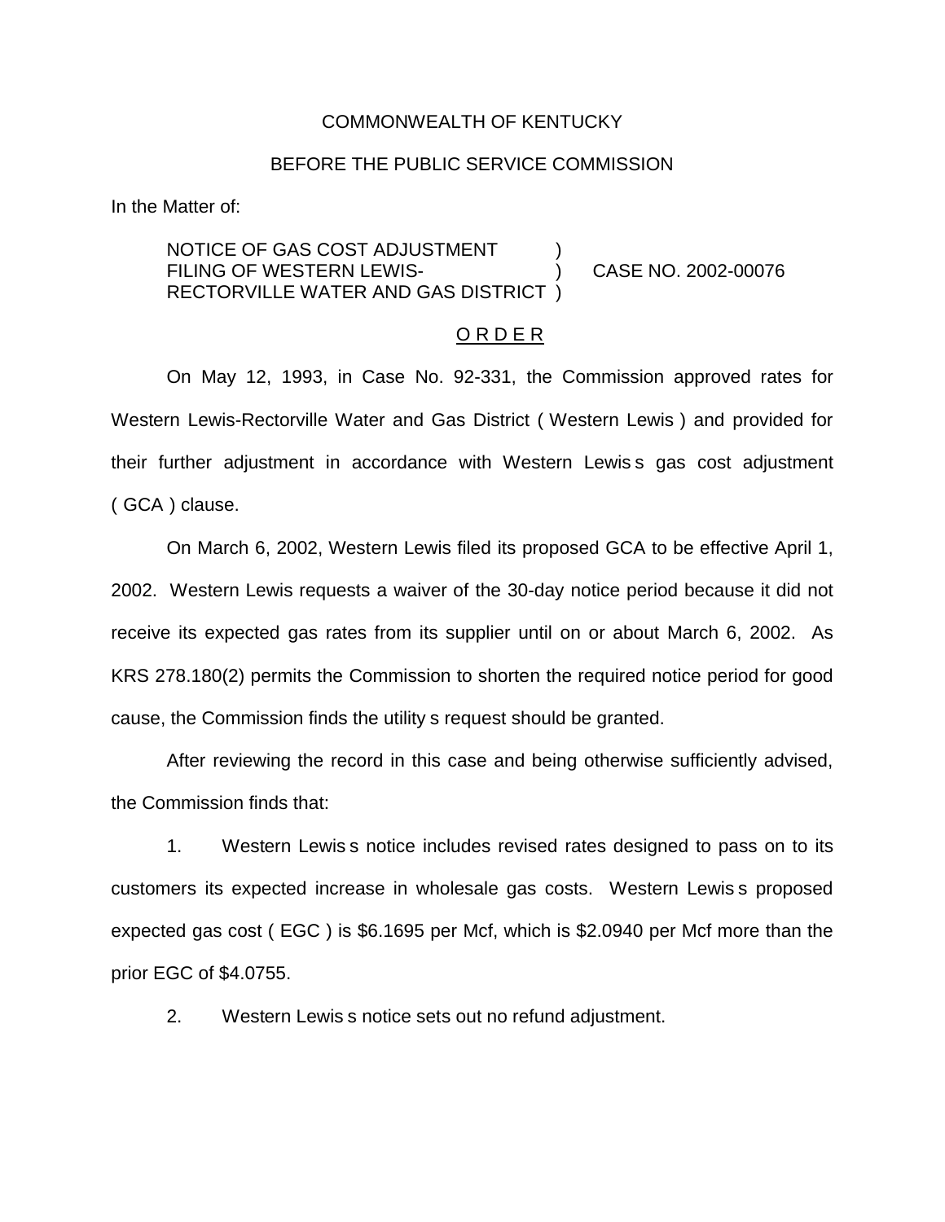COMMONWEALTH OF KENTUCKY

BEFORE THE PUBLIC SERVICE COMMISSION

In the Matter of:

NOTICE OF GAS COST ADJUSTMENT FILING OF WESTERN LEWIS-RECTORVILLE WATER AND GAS DISTRICT ) CASE NO. 2002-00076

O R D E R

On May 12, 1993, in Case No. 92-331, the Commission approved rates for Western Lewis-Rectorville Water and Gas District ( Western Lewis ) and provided for their further adjustment in accordance with Western Lewis s gas cost adjustment ( GCA ) clause.

On March 6, 2002, Western Lewis filed its proposed GCA to be effective April 1, 2002. Western Lewis requests a waiver of the 30-day notice period because it did not receive its expected gas rates from its supplier until on or about March 6, 2002. As KRS 278.180(2) permits the Commission to shorten the required notice period for good cause, the Commission finds the utility s request should be granted.

After reviewing the record in this case and being otherwise sufficiently advised, the Commission finds that:

1. Western Lewis s notice includes revised rates designed to pass on to its customers its expected increase in wholesale gas costs. Western Lewis s proposed expected gas cost ( EGC ) is $6.1695 per Mcf, which is $2.0940 per Mcf more than the prior EGC of $4.0755.

2. Western Lewis s notice sets out no refund adjustment.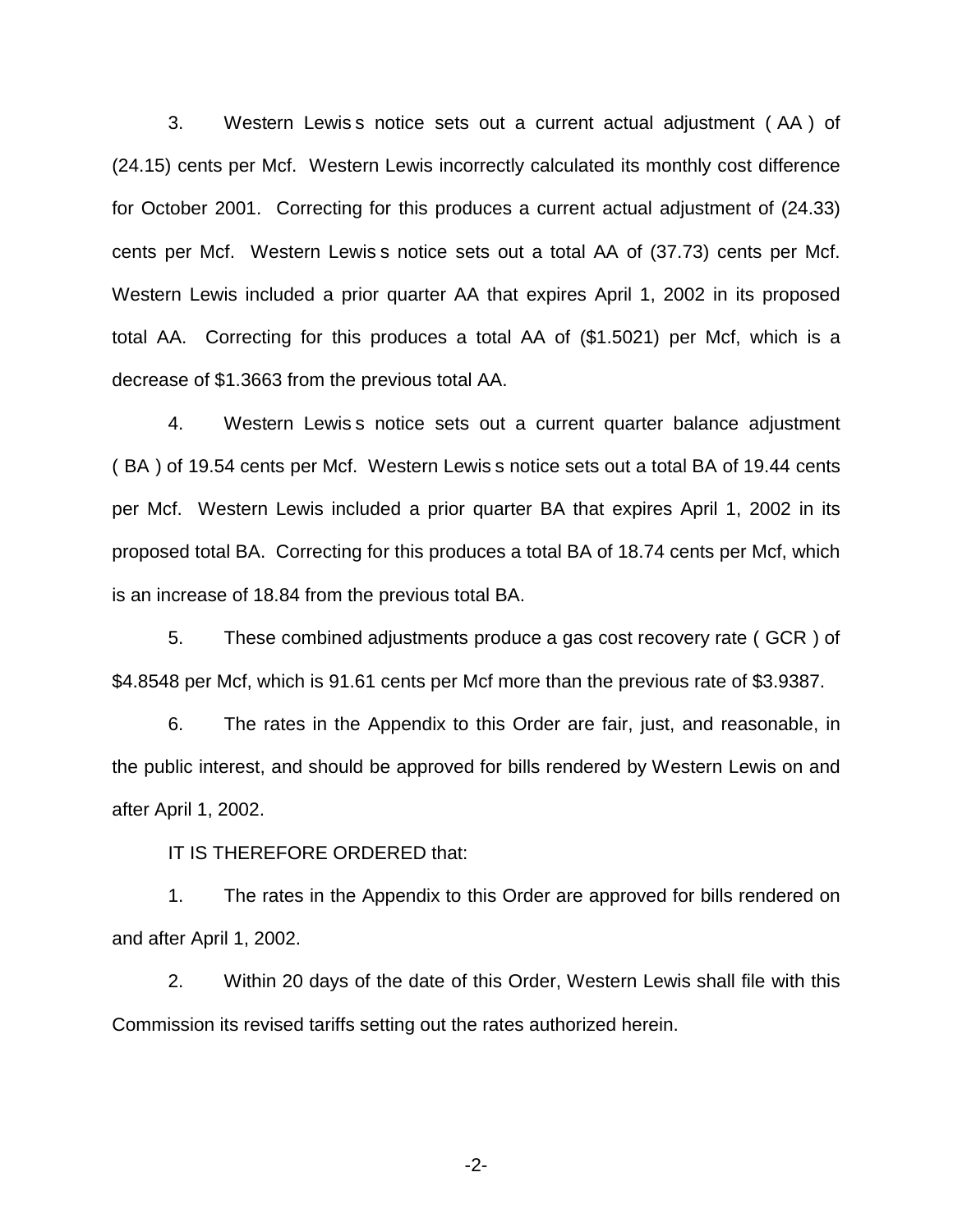3. Western Lewis s notice sets out a current actual adjustment ( AA ) of (24.15) cents per Mcf. Western Lewis incorrectly calculated its monthly cost difference for October 2001. Correcting for this produces a current actual adjustment of (24.33) cents per Mcf. Western Lewis s notice sets out a total AA of (37.73) cents per Mcf. Western Lewis included a prior quarter AA that expires April 1, 2002 in its proposed total AA. Correcting for this produces a total AA of ($1.5021) per Mcf, which is a decrease of $1.3663 from the previous total AA.

4. Western Lewis s notice sets out a current quarter balance adjustment ( BA ) of 19.54 cents per Mcf. Western Lewis s notice sets out a total BA of 19.44 cents per Mcf. Western Lewis included a prior quarter BA that expires April 1, 2002 in its proposed total BA. Correcting for this produces a total BA of 18.74 cents per Mcf, which is an increase of 18.84 from the previous total BA.

5. These combined adjustments produce a gas cost recovery rate ( GCR ) of $4.8548 per Mcf, which is 91.61 cents per Mcf more than the previous rate of $3.9387.

6. The rates in the Appendix to this Order are fair, just, and reasonable, in the public interest, and should be approved for bills rendered by Western Lewis on and after April 1, 2002.

IT IS THEREFORE ORDERED that:

1. The rates in the Appendix to this Order are approved for bills rendered on and after April 1, 2002.

2. Within 20 days of the date of this Order, Western Lewis shall file with this Commission its revised tariffs setting out the rates authorized herein.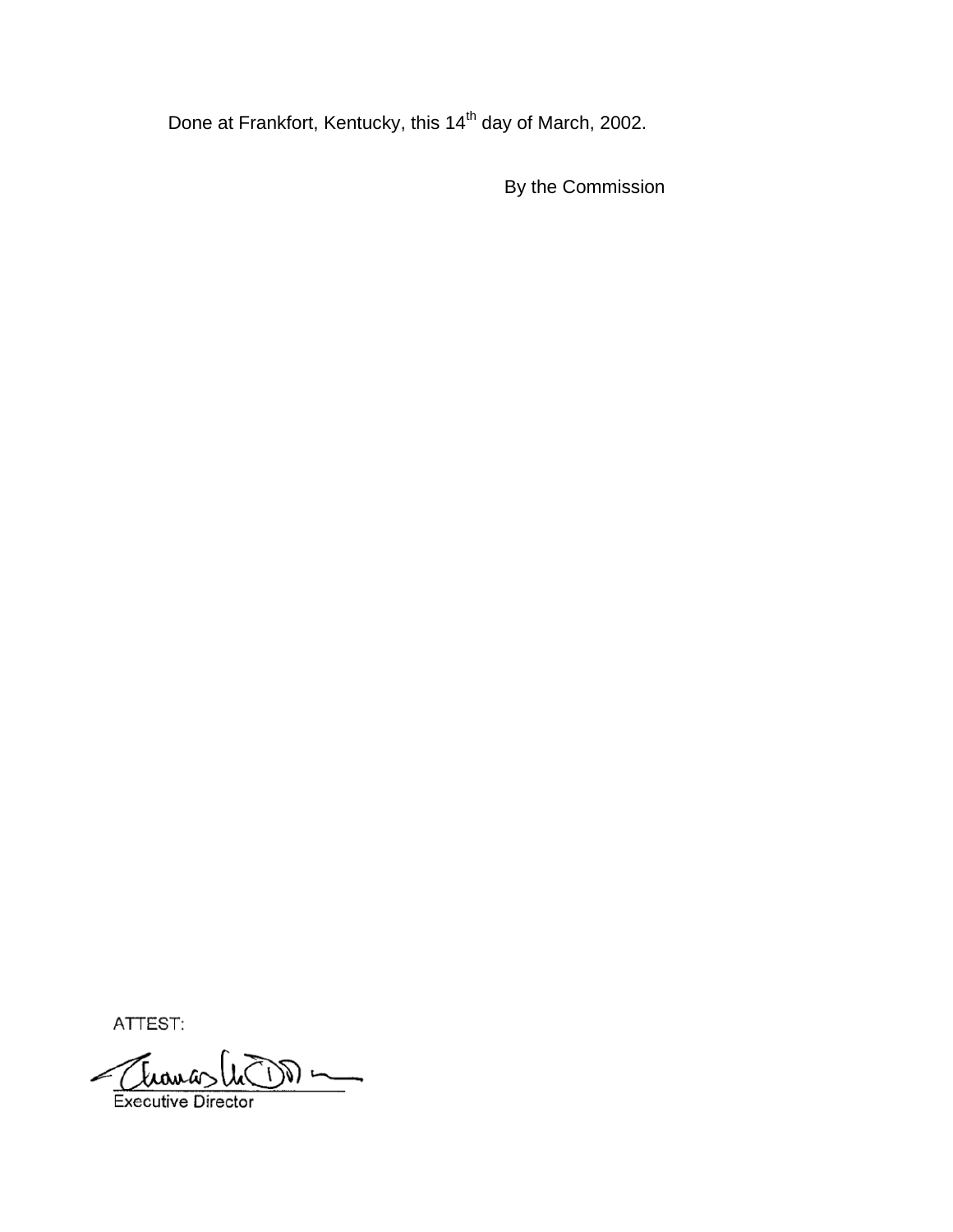Done at Frankfort, Kentucky, this 14th day of March, 2002.

By the Commission

ATTEST:

Executive Director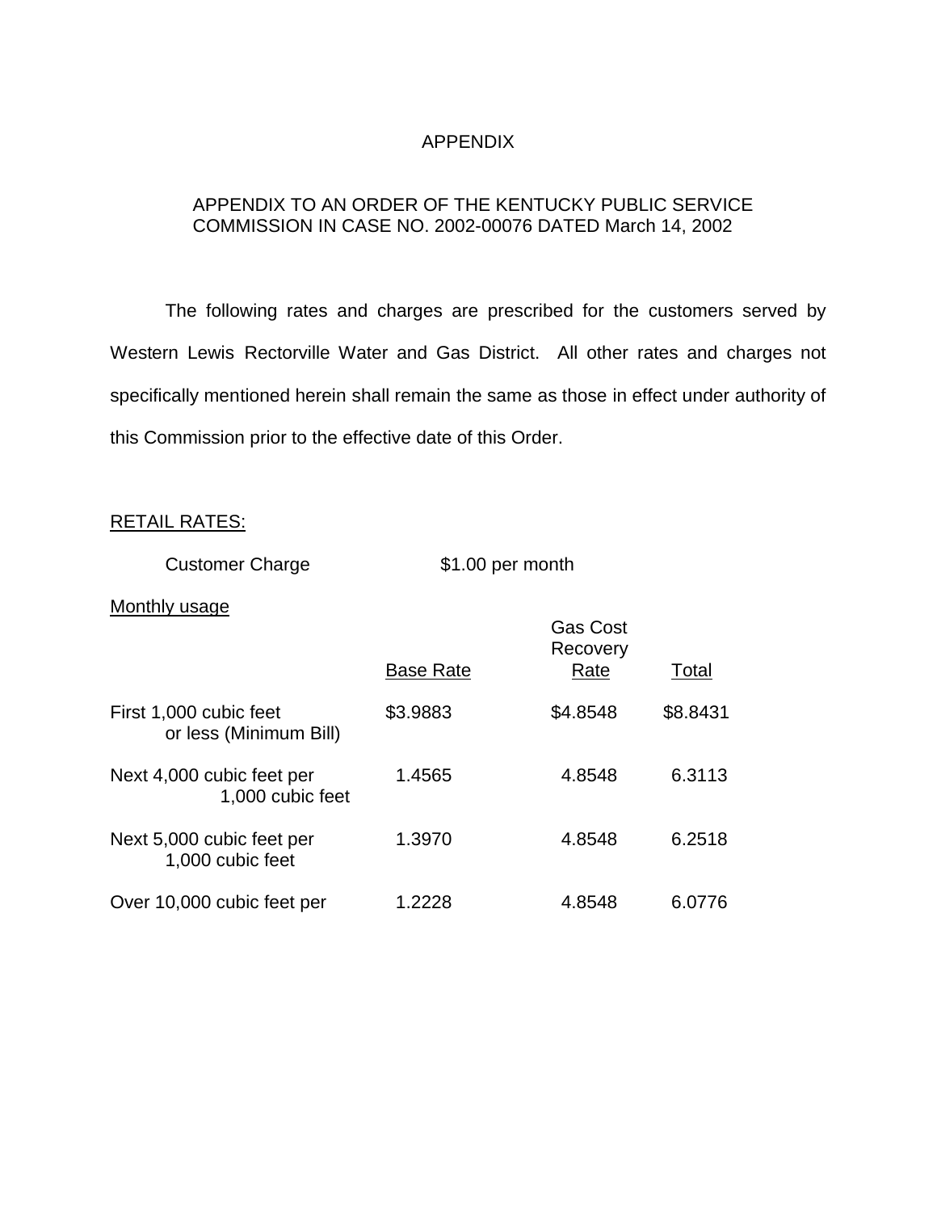APPENDIX

APPENDIX TO AN ORDER OF THE KENTUCKY PUBLIC SERVICE COMMISSION IN CASE NO. 2002-00076 DATED March 14, 2002

The following rates and charges are prescribed for the customers served by Western Lewis Rectorville Water and Gas District. All other rates and charges not specifically mentioned herein shall remain the same as those in effect under authority of this Commission prior to the effective date of this Order.

RETAIL RATES:

Customer Charge $1.00 per month

Monthly usage

| | Base Rate | Gas Cost Recovery Rate | Total |
|---|---|---|---|
| First 1,000 cubic feet or less (Minimum Bill) | $3.9883 | $4.8548 | $8.8431 |
| Next 4,000 cubic feet per 1,000 cubic feet | 1.4565 | 4.8548 | 6.3113 |
| Next 5,000 cubic feet per 1,000 cubic feet | 1.3970 | 4.8548 | 6.2518 |
| Over 10,000 cubic feet per | 1.2228 | 4.8548 | 6.0776 |